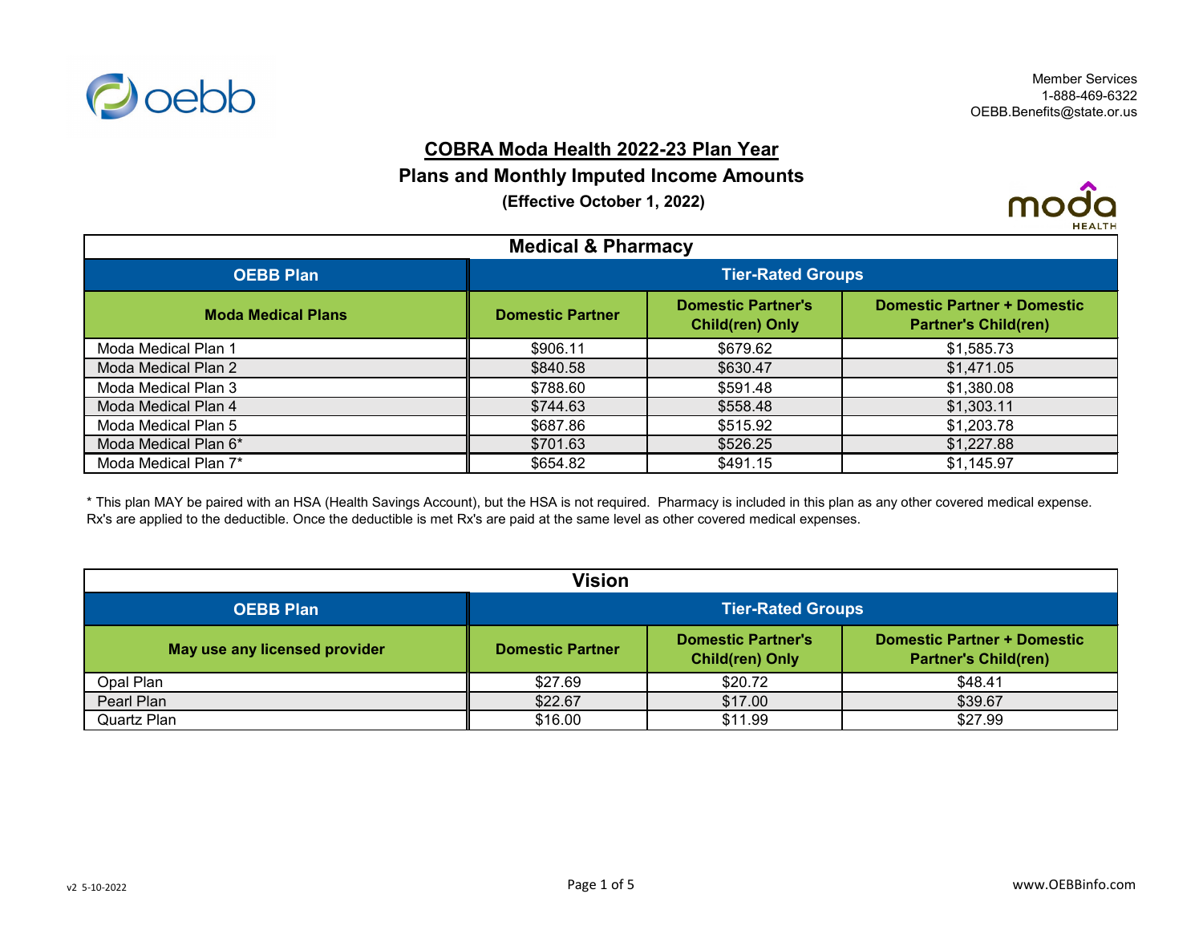Member Services
1-888-469-6322
OEBB.Benefits@state.or.us

# COBRA Moda Health 2022-23 Plan Year

## Plans and Monthly Imputed Income Amounts

**(Effective October 1, 2022)**

| Medical & Pharmacy | | | |
|---|---|---|---|
| **OEBB Plan** | **Tier-Rated Groups** | | |
| **Moda Medical Plans** | **Domestic Partner** | **Domestic Partner's Child(ren) Only** | **Domestic Partner + Domestic Partner's Child(ren)** |
| Moda Medical Plan 1 | $906.11 | $679.62 | $1,585.73 |
| Moda Medical Plan 2 | $840.58 | $630.47 | $1,471.05 |
| Moda Medical Plan 3 | $788.60 | $591.48 | $1,380.08 |
| Moda Medical Plan 4 | $744.63 | $558.48 | $1,303.11 |
| Moda Medical Plan 5 | $687.86 | $515.92 | $1,203.78 |
| Moda Medical Plan 6* | $701.63 | $526.25 | $1,227.88 |
| Moda Medical Plan 7* | $654.82 | $491.15 | $1,145.97 |

* This plan MAY be paired with an HSA (Health Savings Account), but the HSA is not required. Pharmacy is included in this plan as any other covered medical expense. Rx's are applied to the deductible. Once the deductible is met Rx's are paid at the same level as other covered medical expenses.

| Vision | | | |
|---|---|---|---|
| **OEBB Plan** | **Tier-Rated Groups** | | |
| **May use any licensed provider** | **Domestic Partner** | **Domestic Partner's Child(ren) Only** | **Domestic Partner + Domestic Partner's Child(ren)** |
| Opal Plan | $27.69 | $20.72 | $48.41 |
| Pearl Plan | $22.67 | $17.00 | $39.67 |
| Quartz Plan | $16.00 | $11.99 | $27.99 |

v2 5-10-2022

www.OEBBinfo.com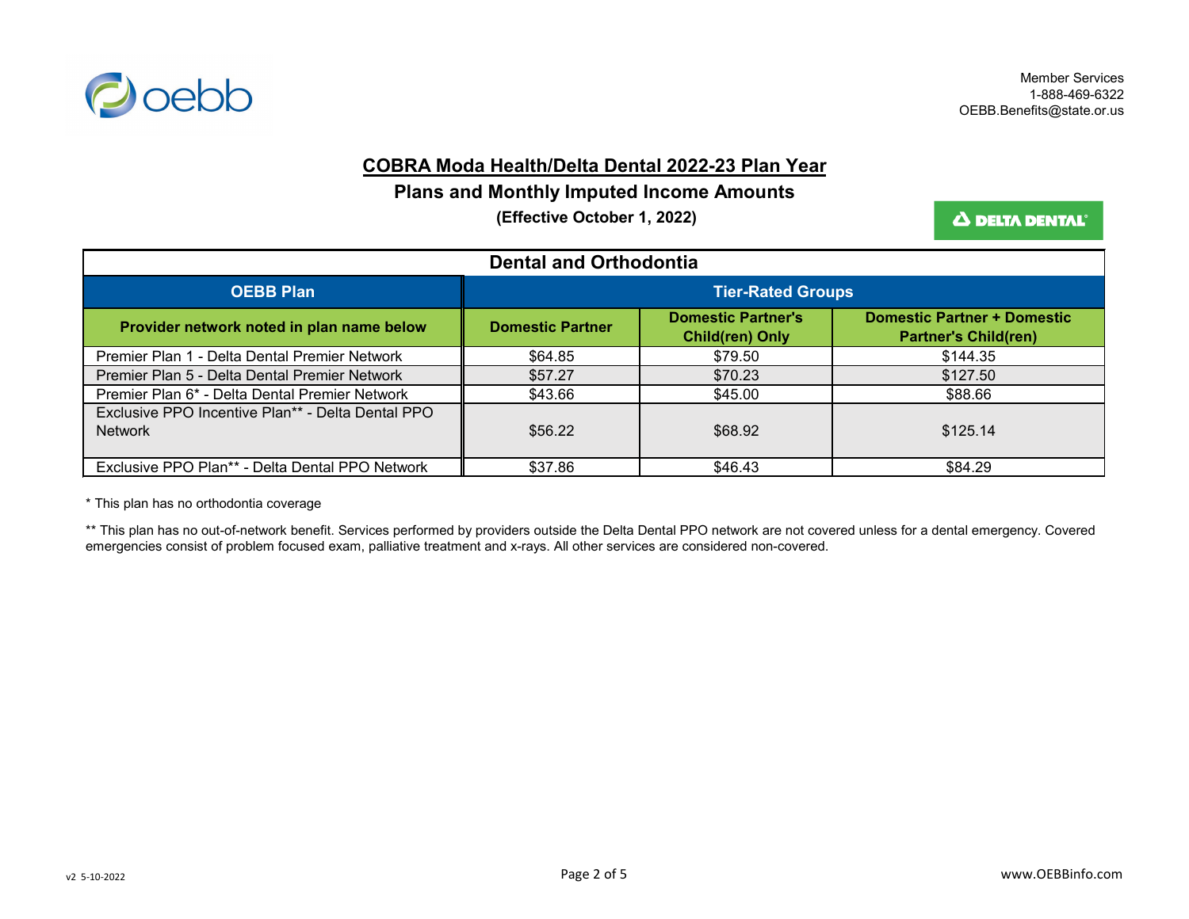Member Services
1-888-469-6322
OEBB.Benefits@state.or.us

# COBRA Moda Health/Delta Dental 2022-23 Plan Year

## Plans and Monthly Imputed Income Amounts

**(Effective October 1, 2022)**

| Dental and Orthodontia | | | |
|---|---|---|---|
| **OEBB Plan** | **Tier-Rated Groups** | | |
| **Provider network noted in plan name below** | **Domestic Partner** | **Domestic Partner's Child(ren) Only** | **Domestic Partner + Domestic Partner's Child(ren)** |
| Premier Plan 1 - Delta Dental Premier Network | $64.85 | $79.50 | $144.35 |
| Premier Plan 5 - Delta Dental Premier Network | $57.27 | $70.23 | $127.50 |
| Premier Plan 6* - Delta Dental Premier Network | $43.66 | $45.00 | $88.66 |
| Exclusive PPO Incentive Plan** - Delta Dental PPO Network | $56.22 | $68.92 | $125.14 |
| Exclusive PPO Plan** - Delta Dental PPO Network | $37.86 | $46.43 | $84.29 |

* This plan has no orthodontia coverage

** This plan has no out-of-network benefit. Services performed by providers outside the Delta Dental PPO network are not covered unless for a dental emergency. Covered emergencies consist of problem focused exam, palliative treatment and x-rays. All other services are considered non-covered.

v2 5-10-2022

www.OEBBinfo.com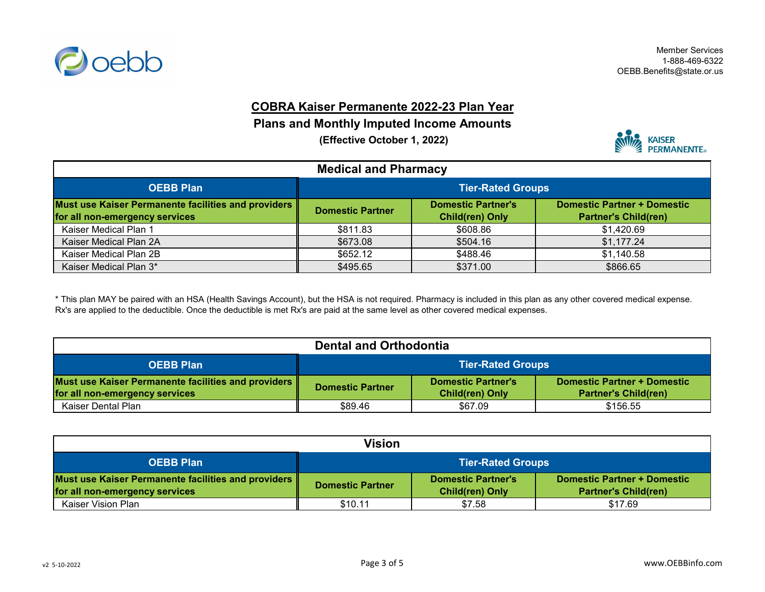Member Services
1-888-469-6322
OEBB.Benefits@state.or.us

# COBRA Kaiser Permanente 2022-23 Plan Year

## Plans and Monthly Imputed Income Amounts

**(Effective October 1, 2022)**

### Medical and Pharmacy

| OEBB Plan | Tier-Rated Groups | | |
|---|---|---|---|
| **Must use Kaiser Permanente facilities and providers for all non-emergency services** | **Domestic Partner** | **Domestic Partner's Child(ren) Only** | **Domestic Partner + Domestic Partner's Child(ren)** |
| Kaiser Medical Plan 1 | $811.83 | $608.86 | $1,420.69 |
| Kaiser Medical Plan 2A | $673.08 | $504.16 | $1,177.24 |
| Kaiser Medical Plan 2B | $652.12 | $488.46 | $1,140.58 |
| Kaiser Medical Plan 3* | $495.65 | $371.00 | $866.65 |

* This plan MAY be paired with an HSA (Health Savings Account), but the HSA is not required. Pharmacy is included in this plan as any other covered medical expense. Rx's are applied to the deductible. Once the deductible is met Rx's are paid at the same level as other covered medical expenses.

### Dental and Orthodontia

| OEBB Plan | Tier-Rated Groups | | |
|---|---|---|---|
| **Must use Kaiser Permanente facilities and providers for all non-emergency services** | **Domestic Partner** | **Domestic Partner's Child(ren) Only** | **Domestic Partner + Domestic Partner's Child(ren)** |
| Kaiser Dental Plan | $89.46 | $67.09 | $156.55 |

### Vision

| OEBB Plan | Tier-Rated Groups | | |
|---|---|---|---|
| **Must use Kaiser Permanente facilities and providers for all non-emergency services** | **Domestic Partner** | **Domestic Partner's Child(ren) Only** | **Domestic Partner + Domestic Partner's Child(ren)** |
| Kaiser Vision Plan | $10.11 | $7.58 | $17.69 |

v2 5-10-2022

www.OEBBinfo.com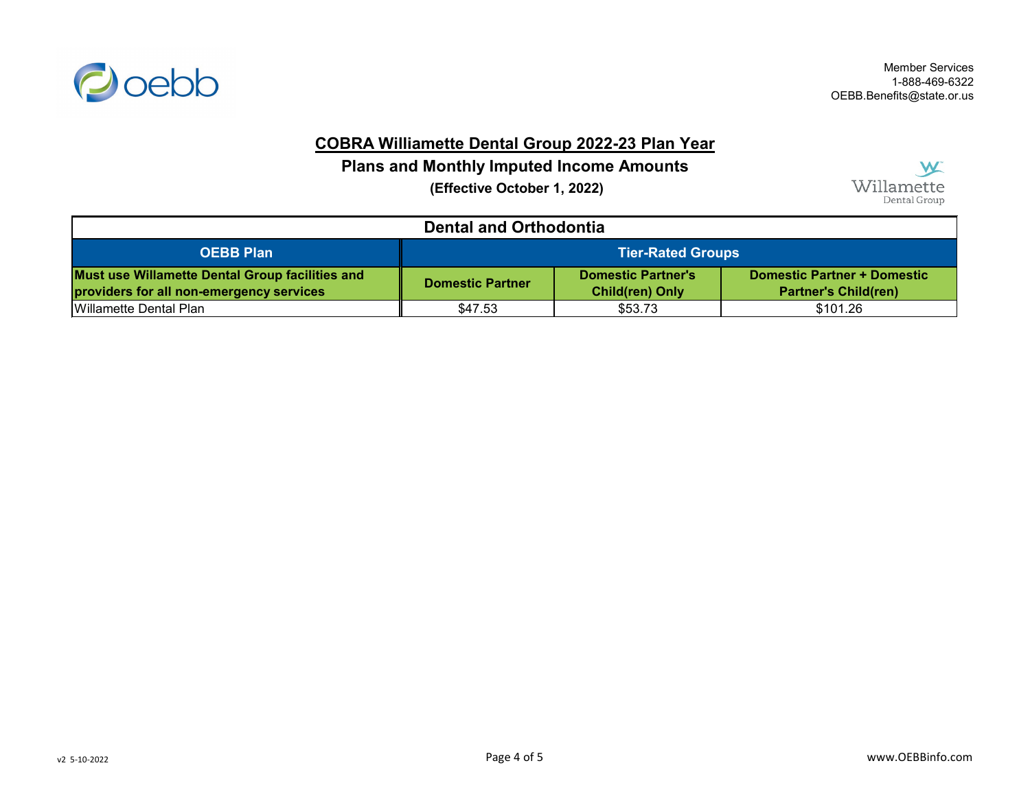Member Services
1-888-469-6322
OEBB.Benefits@state.or.us

# COBRA Williamette Dental Group 2022-23 Plan Year

## Plans and Monthly Imputed Income Amounts

**(Effective October 1, 2022)**

| Dental and Orthodontia | | | |
|---|---|---|---|
| **OEBB Plan** | **Tier-Rated Groups** | | |
| **Must use Willamette Dental Group facilities and providers for all non-emergency services** | **Domestic Partner** | **Domestic Partner's Child(ren) Only** | **Domestic Partner + Domestic Partner's Child(ren)** |
| Willamette Dental Plan | $47.53 | $53.73 | $101.26 |

v2 5-10-2022

www.OEBBinfo.com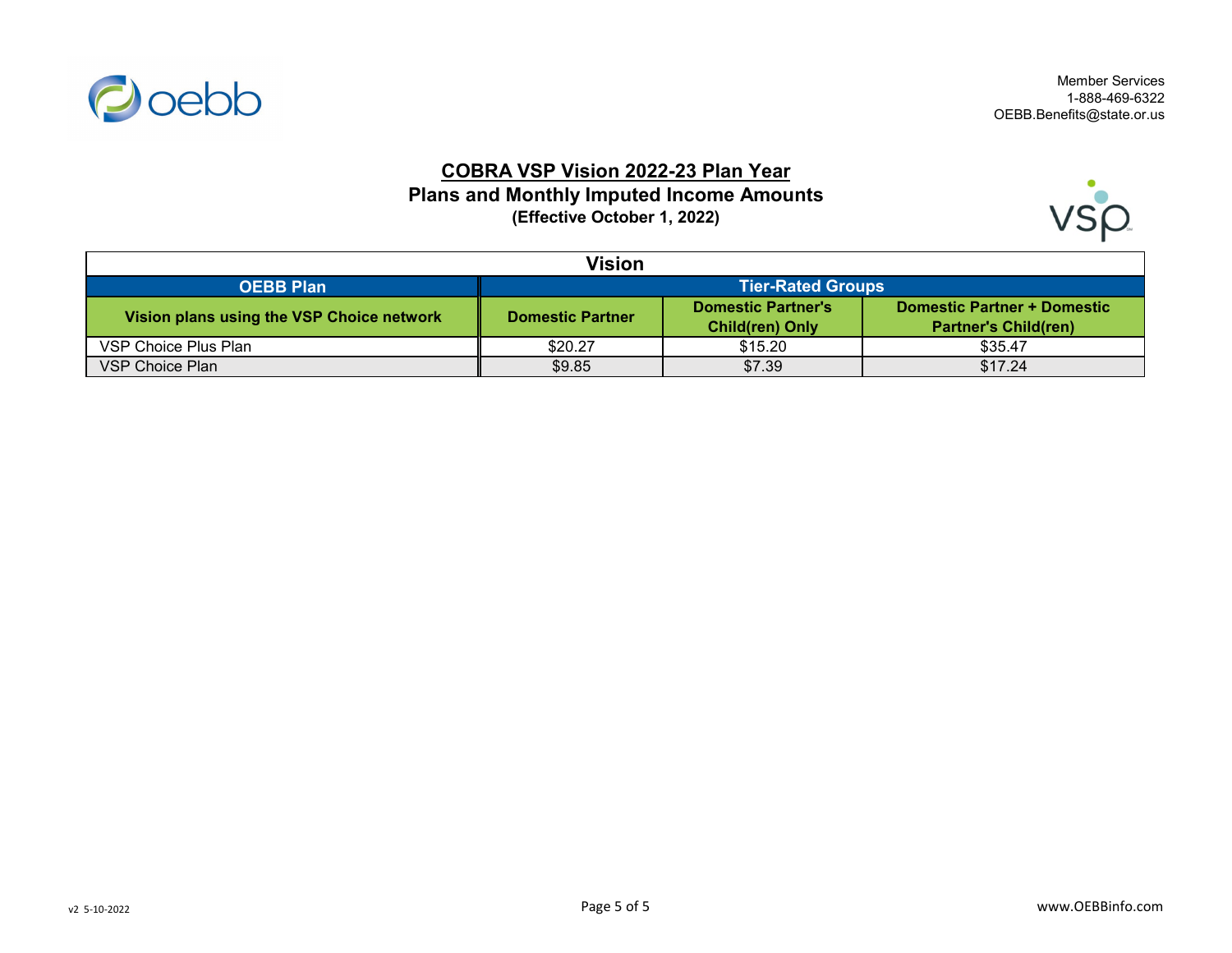Member Services
1-888-469-6322
OEBB.Benefits@state.or.us

## COBRA VSP Vision 2022-23 Plan Year

### Plans and Monthly Imputed Income Amounts

**(Effective October 1, 2022)**

| Vision | | | |
|---|---|---|---|
| **OEBB Plan** | **Tier-Rated Groups** | | |
| **Vision plans using the VSP Choice network** | **Domestic Partner** | **Domestic Partner's Child(ren) Only** | **Domestic Partner + Domestic Partner's Child(ren)** |
| VSP Choice Plus Plan | $20.27 | $15.20 | $35.47 |
| VSP Choice Plan | $9.85 | $7.39 | $17.24 |

v2 5-10-2022

www.OEBBinfo.com